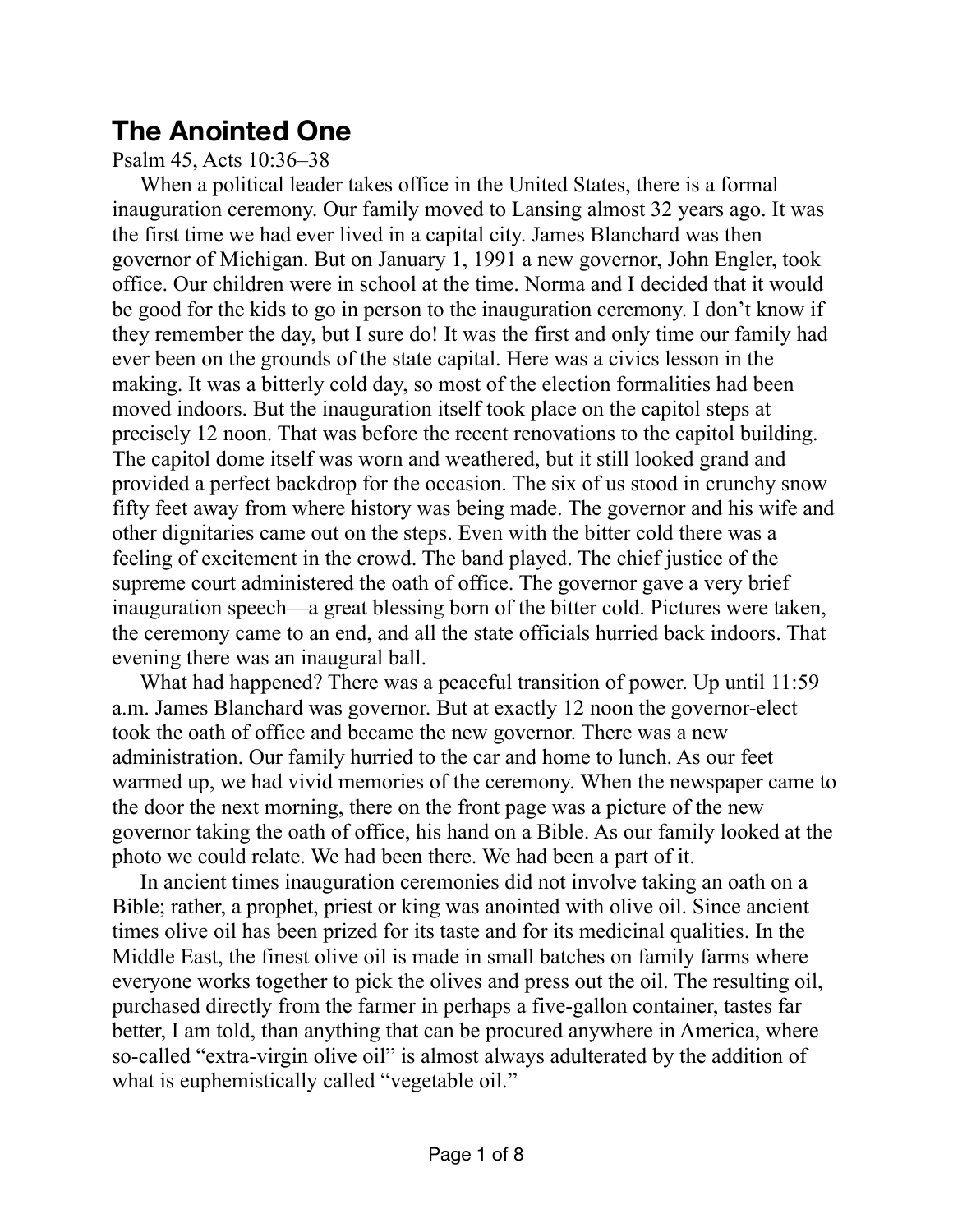# The Anointed One

Psalm 45, Acts 10:36–38

When a political leader takes office in the United States, there is a formal inauguration ceremony. Our family moved to Lansing almost 32 years ago. It was the first time we had ever lived in a capital city. James Blanchard was then governor of Michigan. But on January 1, 1991 a new governor, John Engler, took office. Our children were in school at the time. Norma and I decided that it would be good for the kids to go in person to the inauguration ceremony. I don't know if they remember the day, but I sure do! It was the first and only time our family had ever been on the grounds of the state capital. Here was a civics lesson in the making. It was a bitterly cold day, so most of the election formalities had been moved indoors. But the inauguration itself took place on the capitol steps at precisely 12 noon. That was before the recent renovations to the capitol building. The capitol dome itself was worn and weathered, but it still looked grand and provided a perfect backdrop for the occasion. The six of us stood in crunchy snow fifty feet away from where history was being made. The governor and his wife and other dignitaries came out on the steps. Even with the bitter cold there was a feeling of excitement in the crowd. The band played. The chief justice of the supreme court administered the oath of office. The governor gave a very brief inauguration speech—a great blessing born of the bitter cold. Pictures were taken, the ceremony came to an end, and all the state officials hurried back indoors. That evening there was an inaugural ball.

What had happened? There was a peaceful transition of power. Up until 11:59 a.m. James Blanchard was governor. But at exactly 12 noon the governor-elect took the oath of office and became the new governor. There was a new administration. Our family hurried to the car and home to lunch. As our feet warmed up, we had vivid memories of the ceremony. When the newspaper came to the door the next morning, there on the front page was a picture of the new governor taking the oath of office, his hand on a Bible. As our family looked at the photo we could relate. We had been there. We had been a part of it.

In ancient times inauguration ceremonies did not involve taking an oath on a Bible; rather, a prophet, priest or king was anointed with olive oil. Since ancient times olive oil has been prized for its taste and for its medicinal qualities. In the Middle East, the finest olive oil is made in small batches on family farms where everyone works together to pick the olives and press out the oil. The resulting oil, purchased directly from the farmer in perhaps a five-gallon container, tastes far better, I am told, than anything that can be procured anywhere in America, where so-called "extra-virgin olive oil" is almost always adulterated by the addition of what is euphemistically called "vegetable oil."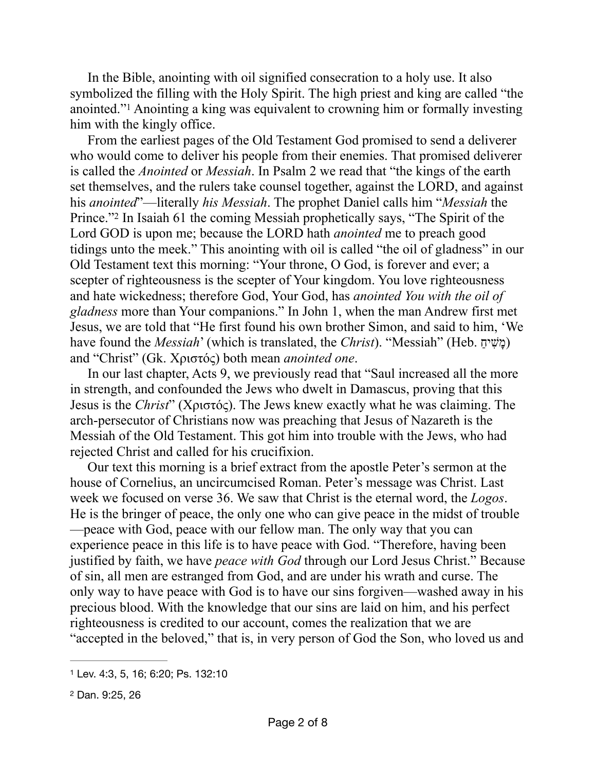In the Bible, anointing with oil signified consecration to a holy use. It also symbolized the filling with the Holy Spirit. The high priest and king are called "the anointed."[1] Anointing a king was equivalent to crowning him or formally investing him with the kingly office.

From the earliest pages of the Old Testament God promised to send a deliverer who would come to deliver his people from their enemies. That promised deliverer is called the *Anointed* or *Messiah*. In Psalm 2 we read that "the kings of the earth set themselves, and the rulers take counsel together, against the LORD, and against his *anointed*"—literally *his Messiah*. The prophet Daniel calls him "*Messiah* the Prince."[2] In Isaiah 61 the coming Messiah prophetically says, "The Spirit of the Lord GOD is upon me; because the LORD hath *anointed* me to preach good tidings unto the meek." This anointing with oil is called "the oil of gladness" in our Old Testament text this morning: "Your throne, O God, is forever and ever; a scepter of righteousness is the scepter of Your kingdom. You love righteousness and hate wickedness; therefore God, Your God, has *anointed You with the oil of gladness* more than Your companions." In John 1, when the man Andrew first met Jesus, we are told that "He first found his own brother Simon, and said to him, 'We have found the *Messiah*' (which is translated, the *Christ*). "Messiah" (Heb. מָשִׁיחַ) and "Christ" (Gk. Χριστός) both mean *anointed one*.

In our last chapter, Acts 9, we previously read that "Saul increased all the more in strength, and confounded the Jews who dwelt in Damascus, proving that this Jesus is the *Christ*" (Χριστός). The Jews knew exactly what he was claiming. The arch-persecutor of Christians now was preaching that Jesus of Nazareth is the Messiah of the Old Testament. This got him into trouble with the Jews, who had rejected Christ and called for his crucifixion.

Our text this morning is a brief extract from the apostle Peter's sermon at the house of Cornelius, an uncircumcised Roman. Peter's message was Christ. Last week we focused on verse 36. We saw that Christ is the eternal word, the *Logos*. He is the bringer of peace, the only one who can give peace in the midst of trouble—peace with God, peace with our fellow man. The only way that you can experience peace in this life is to have peace with God. "Therefore, having been justified by faith, we have *peace with God* through our Lord Jesus Christ." Because of sin, all men are estranged from God, and are under his wrath and curse. The only way to have peace with God is to have our sins forgiven—washed away in his precious blood. With the knowledge that our sins are laid on him, and his perfect righteousness is credited to our account, comes the realization that we are "accepted in the beloved," that is, in very person of God the Son, who loved us and

---

[1] Lev. 4:3, 5, 16; 6:20; Ps. 132:10

[2] Dan. 9:25, 26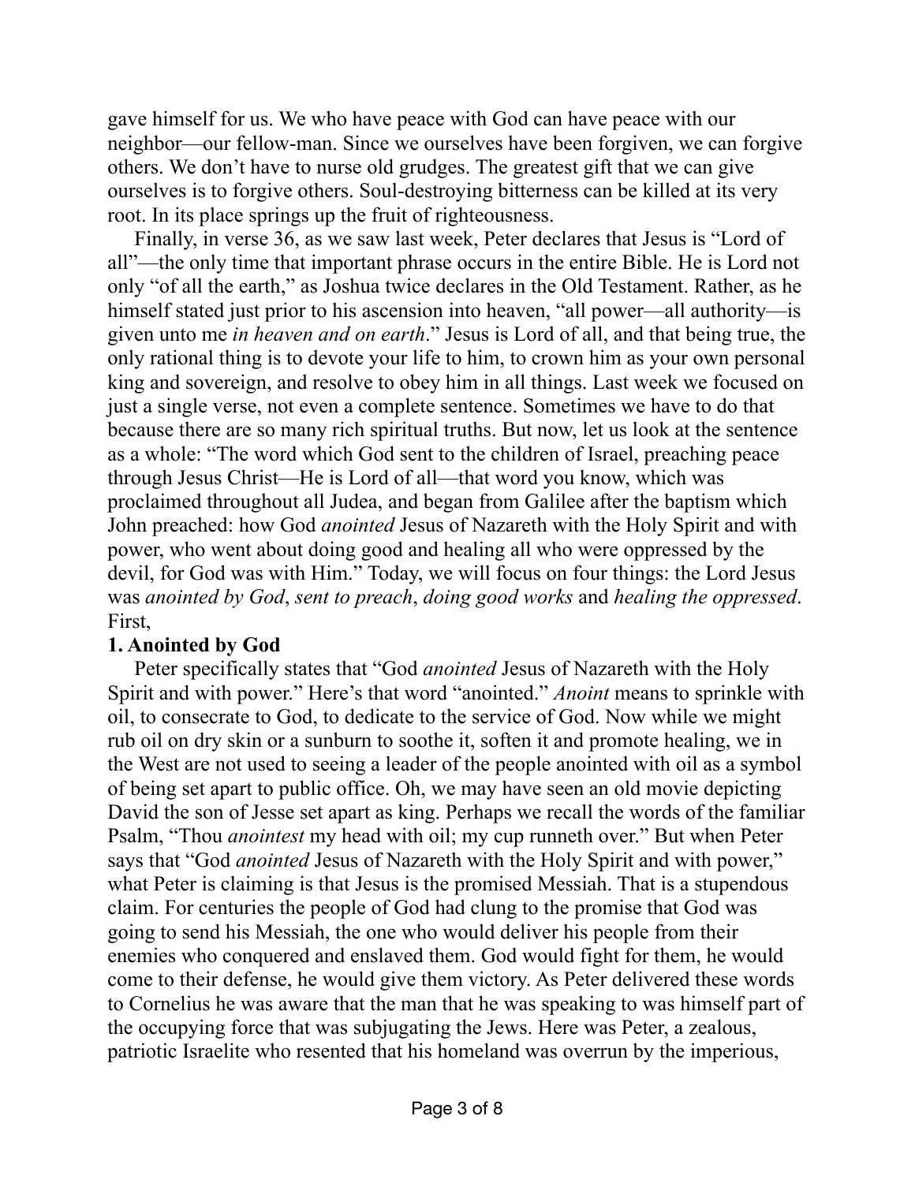gave himself for us. We who have peace with God can have peace with our neighbor—our fellow-man. Since we ourselves have been forgiven, we can forgive others. We don't have to nurse old grudges. The greatest gift that we can give ourselves is to forgive others. Soul-destroying bitterness can be killed at its very root. In its place springs up the fruit of righteousness.

Finally, in verse 36, as we saw last week, Peter declares that Jesus is "Lord of all"—the only time that important phrase occurs in the entire Bible. He is Lord not only "of all the earth," as Joshua twice declares in the Old Testament. Rather, as he himself stated just prior to his ascension into heaven, "all power—all authority—is given unto me *in heaven and on earth*." Jesus is Lord of all, and that being true, the only rational thing is to devote your life to him, to crown him as your own personal king and sovereign, and resolve to obey him in all things. Last week we focused on just a single verse, not even a complete sentence. Sometimes we have to do that because there are so many rich spiritual truths. But now, let us look at the sentence as a whole: "The word which God sent to the children of Israel, preaching peace through Jesus Christ—He is Lord of all—that word you know, which was proclaimed throughout all Judea, and began from Galilee after the baptism which John preached: how God *anointed* Jesus of Nazareth with the Holy Spirit and with power, who went about doing good and healing all who were oppressed by the devil, for God was with Him." Today, we will focus on four things: the Lord Jesus was *anointed by God*, *sent to preach*, *doing good works* and *healing the oppressed*. First,

**1. Anointed by God**

Peter specifically states that "God *anointed* Jesus of Nazareth with the Holy Spirit and with power." Here's that word "anointed." *Anoint* means to sprinkle with oil, to consecrate to God, to dedicate to the service of God. Now while we might rub oil on dry skin or a sunburn to soothe it, soften it and promote healing, we in the West are not used to seeing a leader of the people anointed with oil as a symbol of being set apart to public office. Oh, we may have seen an old movie depicting David the son of Jesse set apart as king. Perhaps we recall the words of the familiar Psalm, "Thou *anointest* my head with oil; my cup runneth over." But when Peter says that "God *anointed* Jesus of Nazareth with the Holy Spirit and with power," what Peter is claiming is that Jesus is the promised Messiah. That is a stupendous claim. For centuries the people of God had clung to the promise that God was going to send his Messiah, the one who would deliver his people from their enemies who conquered and enslaved them. God would fight for them, he would come to their defense, he would give them victory. As Peter delivered these words to Cornelius he was aware that the man that he was speaking to was himself part of the occupying force that was subjugating the Jews. Here was Peter, a zealous, patriotic Israelite who resented that his homeland was overrun by the imperious,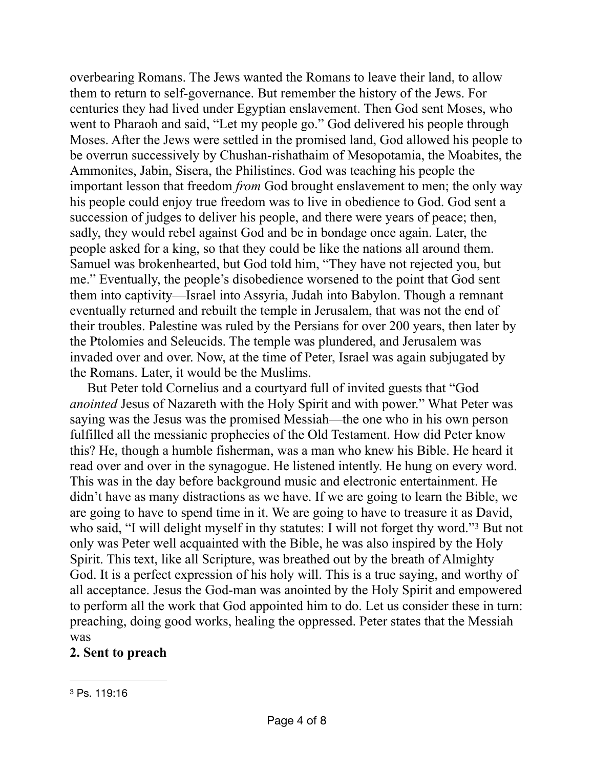overbearing Romans. The Jews wanted the Romans to leave their land, to allow them to return to self-governance. But remember the history of the Jews. For centuries they had lived under Egyptian enslavement. Then God sent Moses, who went to Pharaoh and said, "Let my people go." God delivered his people through Moses. After the Jews were settled in the promised land, God allowed his people to be overrun successively by Chushan-rishathaim of Mesopotamia, the Moabites, the Ammonites, Jabin, Sisera, the Philistines. God was teaching his people the important lesson that freedom *from* God brought enslavement to men; the only way his people could enjoy true freedom was to live in obedience to God. God sent a succession of judges to deliver his people, and there were years of peace; then, sadly, they would rebel against God and be in bondage once again. Later, the people asked for a king, so that they could be like the nations all around them. Samuel was brokenhearted, but God told him, "They have not rejected you, but me." Eventually, the people's disobedience worsened to the point that God sent them into captivity—Israel into Assyria, Judah into Babylon. Though a remnant eventually returned and rebuilt the temple in Jerusalem, that was not the end of their troubles. Palestine was ruled by the Persians for over 200 years, then later by the Ptolomies and Seleucids. The temple was plundered, and Jerusalem was invaded over and over. Now, at the time of Peter, Israel was again subjugated by the Romans. Later, it would be the Muslims.

But Peter told Cornelius and a courtyard full of invited guests that "God *anointed* Jesus of Nazareth with the Holy Spirit and with power." What Peter was saying was the Jesus was the promised Messiah—the one who in his own person fulfilled all the messianic prophecies of the Old Testament. How did Peter know this? He, though a humble fisherman, was a man who knew his Bible. He heard it read over and over in the synagogue. He listened intently. He hung on every word. This was in the day before background music and electronic entertainment. He didn't have as many distractions as we have. If we are going to learn the Bible, we are going to have to spend time in it. We are going to have to treasure it as David, who said, "I will delight myself in thy statutes: I will not forget thy word."[3] But not only was Peter well acquainted with the Bible, he was also inspired by the Holy Spirit. This text, like all Scripture, was breathed out by the breath of Almighty God. It is a perfect expression of his holy will. This is a true saying, and worthy of all acceptance. Jesus the God-man was anointed by the Holy Spirit and empowered to perform all the work that God appointed him to do. Let us consider these in turn: preaching, doing good works, healing the oppressed. Peter states that the Messiah was

**2. Sent to preach**

---

[3] Ps. 119:16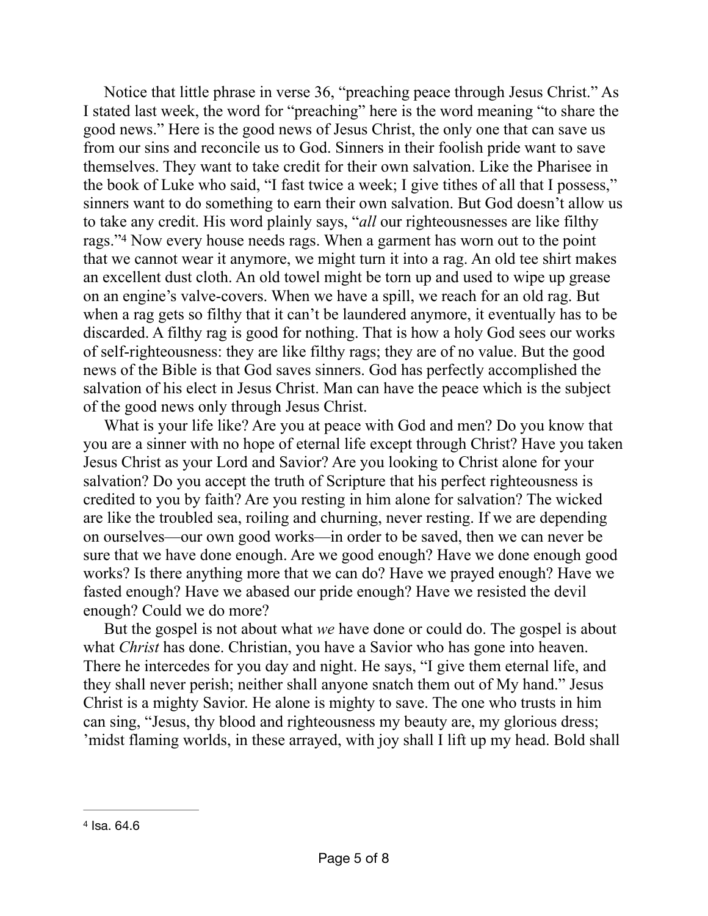Notice that little phrase in verse 36, "preaching peace through Jesus Christ." As I stated last week, the word for "preaching" here is the word meaning "to share the good news." Here is the good news of Jesus Christ, the only one that can save us from our sins and reconcile us to God. Sinners in their foolish pride want to save themselves. They want to take credit for their own salvation. Like the Pharisee in the book of Luke who said, "I fast twice a week; I give tithes of all that I possess," sinners want to do something to earn their own salvation. But God doesn't allow us to take any credit. His word plainly says, "*all* our righteousnesses are like filthy rags."[4] Now every house needs rags. When a garment has worn out to the point that we cannot wear it anymore, we might turn it into a rag. An old tee shirt makes an excellent dust cloth. An old towel might be torn up and used to wipe up grease on an engine's valve-covers. When we have a spill, we reach for an old rag. But when a rag gets so filthy that it can't be laundered anymore, it eventually has to be discarded. A filthy rag is good for nothing. That is how a holy God sees our works of self-righteousness: they are like filthy rags; they are of no value. But the good news of the Bible is that God saves sinners. God has perfectly accomplished the salvation of his elect in Jesus Christ. Man can have the peace which is the subject of the good news only through Jesus Christ.

What is your life like? Are you at peace with God and men? Do you know that you are a sinner with no hope of eternal life except through Christ? Have you taken Jesus Christ as your Lord and Savior? Are you looking to Christ alone for your salvation? Do you accept the truth of Scripture that his perfect righteousness is credited to you by faith? Are you resting in him alone for salvation? The wicked are like the troubled sea, roiling and churning, never resting. If we are depending on ourselves—our own good works—in order to be saved, then we can never be sure that we have done enough. Are we good enough? Have we done enough good works? Is there anything more that we can do? Have we prayed enough? Have we fasted enough? Have we abased our pride enough? Have we resisted the devil enough? Could we do more?

But the gospel is not about what *we* have done or could do. The gospel is about what *Christ* has done. Christian, you have a Savior who has gone into heaven. There he intercedes for you day and night. He says, "I give them eternal life, and they shall never perish; neither shall anyone snatch them out of My hand." Jesus Christ is a mighty Savior. He alone is mighty to save. The one who trusts in him can sing, "Jesus, thy blood and righteousness my beauty are, my glorious dress; 'midst flaming worlds, in these arrayed, with joy shall I lift up my head. Bold shall

---

[4] Isa. 64.6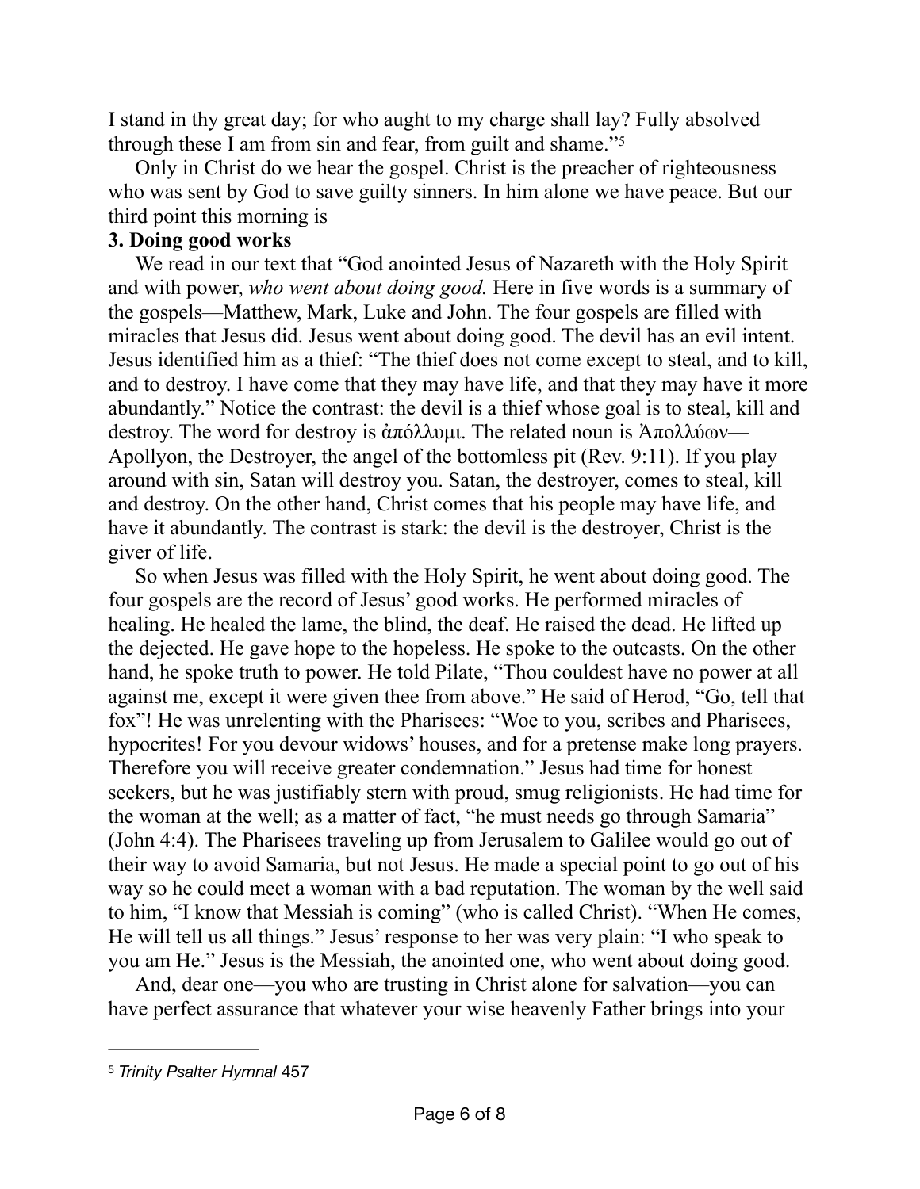I stand in thy great day; for who aught to my charge shall lay? Fully absolved through these I am from sin and fear, from guilt and shame."[5]

Only in Christ do we hear the gospel. Christ is the preacher of righteousness who was sent by God to save guilty sinners. In him alone we have peace. But our third point this morning is

**3. Doing good works**

We read in our text that "God anointed Jesus of Nazareth with the Holy Spirit and with power, *who went about doing good.* Here in five words is a summary of the gospels—Matthew, Mark, Luke and John. The four gospels are filled with miracles that Jesus did. Jesus went about doing good. The devil has an evil intent. Jesus identified him as a thief: "The thief does not come except to steal, and to kill, and to destroy. I have come that they may have life, and that they may have it more abundantly." Notice the contrast: the devil is a thief whose goal is to steal, kill and destroy. The word for destroy is ἀπόλλυμι. The related noun is Ἀπολλύων—Apollyon, the Destroyer, the angel of the bottomless pit (Rev. 9:11). If you play around with sin, Satan will destroy you. Satan, the destroyer, comes to steal, kill and destroy. On the other hand, Christ comes that his people may have life, and have it abundantly. The contrast is stark: the devil is the destroyer, Christ is the giver of life.

So when Jesus was filled with the Holy Spirit, he went about doing good. The four gospels are the record of Jesus' good works. He performed miracles of healing. He healed the lame, the blind, the deaf. He raised the dead. He lifted up the dejected. He gave hope to the hopeless. He spoke to the outcasts. On the other hand, he spoke truth to power. He told Pilate, "Thou couldest have no power at all against me, except it were given thee from above." He said of Herod, "Go, tell that fox"! He was unrelenting with the Pharisees: "Woe to you, scribes and Pharisees, hypocrites! For you devour widows' houses, and for a pretense make long prayers. Therefore you will receive greater condemnation." Jesus had time for honest seekers, but he was justifiably stern with proud, smug religionists. He had time for the woman at the well; as a matter of fact, "he must needs go through Samaria" (John 4:4). The Pharisees traveling up from Jerusalem to Galilee would go out of their way to avoid Samaria, but not Jesus. He made a special point to go out of his way so he could meet a woman with a bad reputation. The woman by the well said to him, "I know that Messiah is coming" (who is called Christ). "When He comes, He will tell us all things." Jesus' response to her was very plain: "I who speak to you am He." Jesus is the Messiah, the anointed one, who went about doing good.

And, dear one—you who are trusting in Christ alone for salvation—you can have perfect assurance that whatever your wise heavenly Father brings into your

---

[5] *Trinity Psalter Hymnal* 457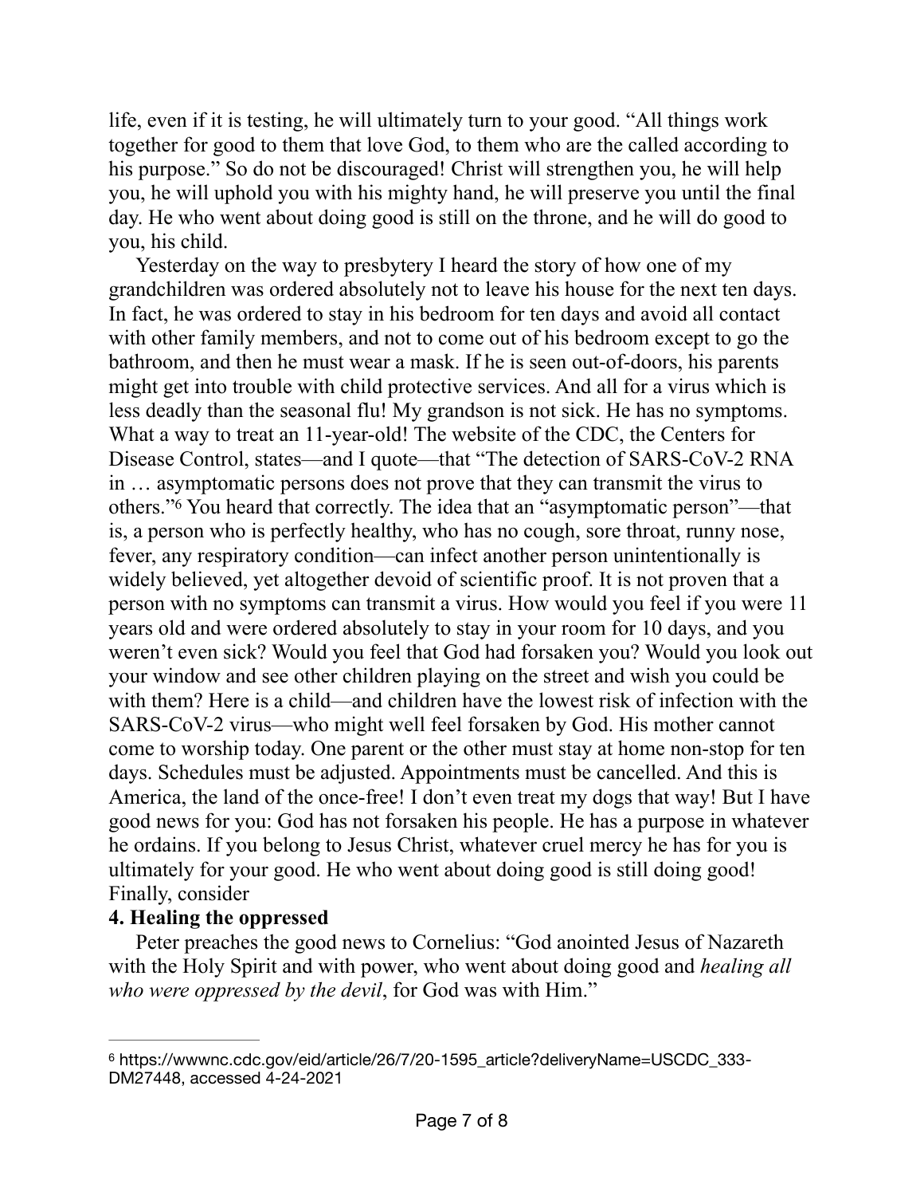life, even if it is testing, he will ultimately turn to your good. "All things work together for good to them that love God, to them who are the called according to his purpose." So do not be discouraged! Christ will strengthen you, he will help you, he will uphold you with his mighty hand, he will preserve you until the final day. He who went about doing good is still on the throne, and he will do good to you, his child.

Yesterday on the way to presbytery I heard the story of how one of my grandchildren was ordered absolutely not to leave his house for the next ten days. In fact, he was ordered to stay in his bedroom for ten days and avoid all contact with other family members, and not to come out of his bedroom except to go the bathroom, and then he must wear a mask. If he is seen out-of-doors, his parents might get into trouble with child protective services. And all for a virus which is less deadly than the seasonal flu! My grandson is not sick. He has no symptoms. What a way to treat an 11-year-old! The website of the CDC, the Centers for Disease Control, states—and I quote—that "The detection of SARS-CoV-2 RNA in … asymptomatic persons does not prove that they can transmit the virus to others."[6] You heard that correctly. The idea that an "asymptomatic person"—that is, a person who is perfectly healthy, who has no cough, sore throat, runny nose, fever, any respiratory condition—can infect another person unintentionally is widely believed, yet altogether devoid of scientific proof. It is not proven that a person with no symptoms can transmit a virus. How would you feel if you were 11 years old and were ordered absolutely to stay in your room for 10 days, and you weren't even sick? Would you feel that God had forsaken you? Would you look out your window and see other children playing on the street and wish you could be with them? Here is a child—and children have the lowest risk of infection with the SARS-CoV-2 virus—who might well feel forsaken by God. His mother cannot come to worship today. One parent or the other must stay at home non-stop for ten days. Schedules must be adjusted. Appointments must be cancelled. And this is America, the land of the once-free! I don't even treat my dogs that way! But I have good news for you: God has not forsaken his people. He has a purpose in whatever he ordains. If you belong to Jesus Christ, whatever cruel mercy he has for you is ultimately for your good. He who went about doing good is still doing good! Finally, consider

**4. Healing the oppressed**

Peter preaches the good news to Cornelius: "God anointed Jesus of Nazareth with the Holy Spirit and with power, who went about doing good and *healing all who were oppressed by the devil*, for God was with Him."

---

[6] https://wwwnc.cdc.gov/eid/article/26/7/20-1595_article?deliveryName=USCDC_333-DM27448, accessed 4-24-2021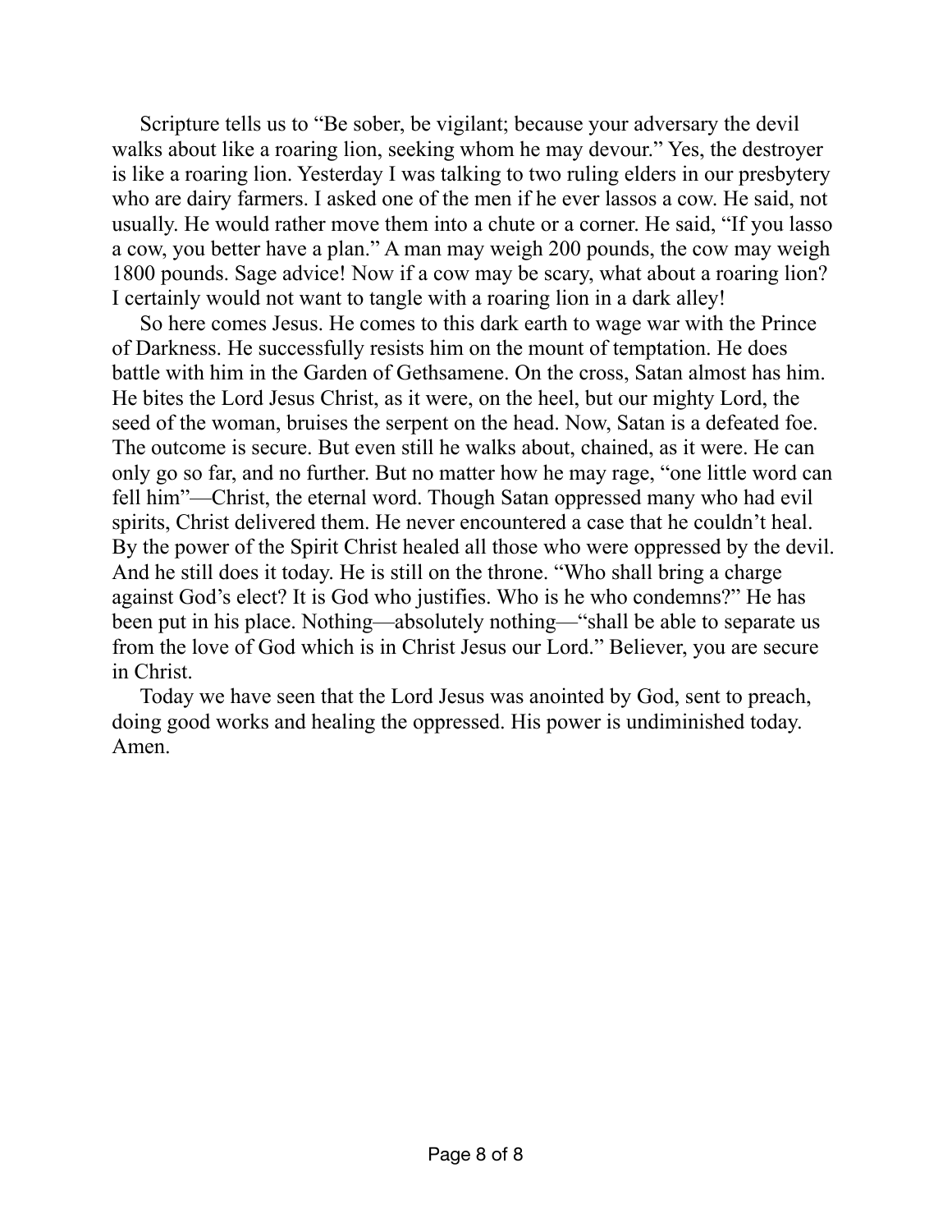Scripture tells us to "Be sober, be vigilant; because your adversary the devil walks about like a roaring lion, seeking whom he may devour." Yes, the destroyer is like a roaring lion. Yesterday I was talking to two ruling elders in our presbytery who are dairy farmers. I asked one of the men if he ever lassos a cow. He said, not usually. He would rather move them into a chute or a corner. He said, "If you lasso a cow, you better have a plan." A man may weigh 200 pounds, the cow may weigh 1800 pounds. Sage advice! Now if a cow may be scary, what about a roaring lion? I certainly would not want to tangle with a roaring lion in a dark alley!

So here comes Jesus. He comes to this dark earth to wage war with the Prince of Darkness. He successfully resists him on the mount of temptation. He does battle with him in the Garden of Gethsamene. On the cross, Satan almost has him. He bites the Lord Jesus Christ, as it were, on the heel, but our mighty Lord, the seed of the woman, bruises the serpent on the head. Now, Satan is a defeated foe. The outcome is secure. But even still he walks about, chained, as it were. He can only go so far, and no further. But no matter how he may rage, "one little word can fell him"—Christ, the eternal word. Though Satan oppressed many who had evil spirits, Christ delivered them. He never encountered a case that he couldn't heal. By the power of the Spirit Christ healed all those who were oppressed by the devil. And he still does it today. He is still on the throne. "Who shall bring a charge against God's elect? It is God who justifies. Who is he who condemns?" He has been put in his place. Nothing—absolutely nothing—"shall be able to separate us from the love of God which is in Christ Jesus our Lord." Believer, you are secure in Christ.

Today we have seen that the Lord Jesus was anointed by God, sent to preach, doing good works and healing the oppressed. His power is undiminished today. Amen.